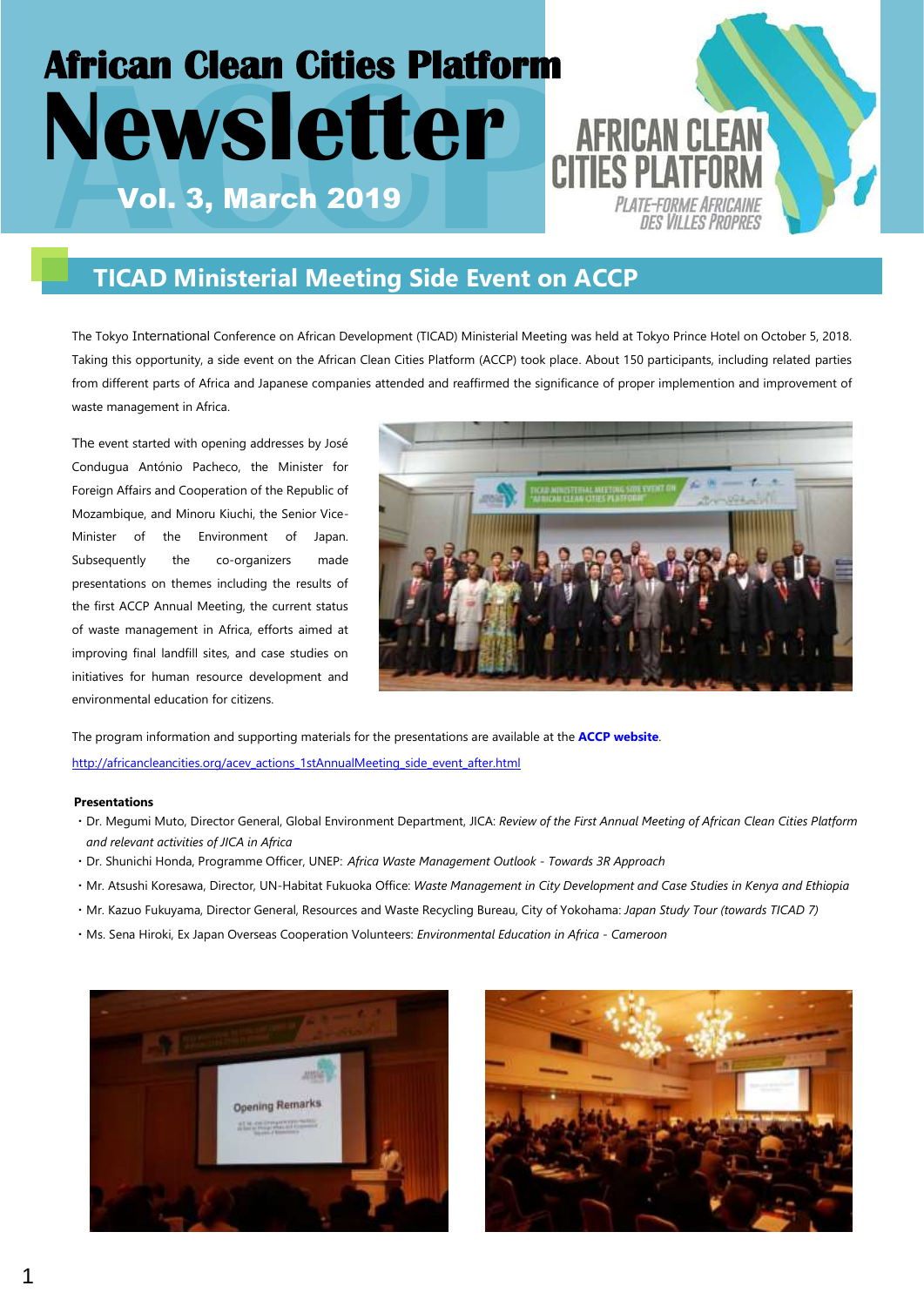# African Clean Cities Platform Newsletter

**Vol. 3, March 2019**

## TICAD Ministerial Meeting Side Event on ACCP

The Tokyo International Conference on African Development (TICAD) Ministerial Meeting was held at Tokyo Prince Hotel on October 5, 2018. Taking this opportunity, a side event on the African Clean Cities Platform (ACCP) took place. About 150 participants, including related parties from different parts of Africa and Japanese companies attended and reaffirmed the significance of proper implemention and improvement of waste management in Africa.

The event started with opening addresses by José Condugua António Pacheco, the Minister for Foreign Affairs and Cooperation of the Republic of Mozambique, and Minoru Kiuchi, the Senior Vice-Minister of the Environment of Japan. Subsequently the co-organizers made presentations on themes including the results of the first ACCP Annual Meeting, the current status of waste management in Africa, efforts aimed at improving final landfill sites, and case studies on initiatives for human resource development and environmental education for citizens.

The program information and supporting materials for the presentations are available at the **ACCP website**.
http://africancleancities.org/acev_actions_1stAnnualMeeting_side_event_after.html

**Presentations**

- Dr. Megumi Muto, Director General, Global Environment Department, JICA: *Review of the First Annual Meeting of African Clean Cities Platform and relevant activities of JICA in Africa*
- Dr. Shunichi Honda, Programme Officer, UNEP: *Africa Waste Management Outlook - Towards 3R Approach*
- Mr. Atsushi Koresawa, Director, UN-Habitat Fukuoka Office: *Waste Management in City Development and Case Studies in Kenya and Ethiopia*
- Mr. Kazuo Fukuyama, Director General, Resources and Waste Recycling Bureau, City of Yokohama: *Japan Study Tour (towards TICAD 7)*
- Ms. Sena Hiroki, Ex Japan Overseas Cooperation Volunteers: *Environmental Education in Africa - Cameroon*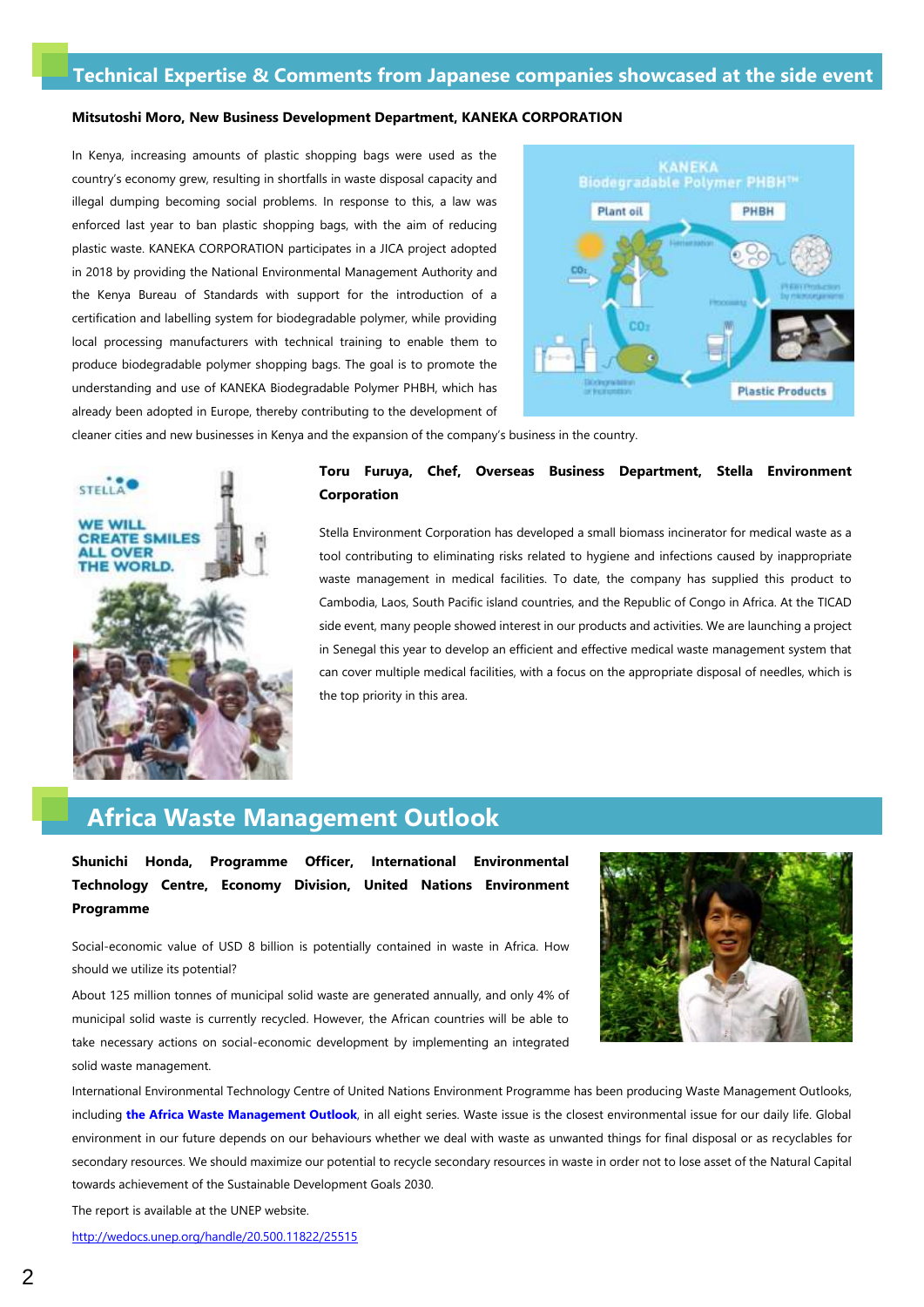## Technical Expertise & Comments from Japanese companies showcased at the side event

**Mitsutoshi Moro, New Business Development Department, KANEKA CORPORATION**

In Kenya, increasing amounts of plastic shopping bags were used as the country's economy grew, resulting in shortfalls in waste disposal capacity and illegal dumping becoming social problems. In response to this, a law was enforced last year to ban plastic shopping bags, with the aim of reducing plastic waste. KANEKA CORPORATION participates in a JICA project adopted in 2018 by providing the National Environmental Management Authority and the Kenya Bureau of Standards with support for the introduction of a certification and labelling system for biodegradable polymer, while providing local processing manufacturers with technical training to enable them to produce biodegradable polymer shopping bags. The goal is to promote the understanding and use of KANEKA Biodegradable Polymer PHBH, which has already been adopted in Europe, thereby contributing to the development of cleaner cities and new businesses in Kenya and the expansion of the company's business in the country.

**Toru Furuya, Chef, Overseas Business Department, Stella Environment Corporation**

Stella Environment Corporation has developed a small biomass incinerator for medical waste as a tool contributing to eliminating risks related to hygiene and infections caused by inappropriate waste management in medical facilities. To date, the company has supplied this product to Cambodia, Laos, South Pacific island countries, and the Republic of Congo in Africa. At the TICAD side event, many people showed interest in our products and activities. We are launching a project in Senegal this year to develop an efficient and effective medical waste management system that can cover multiple medical facilities, with a focus on the appropriate disposal of needles, which is the top priority in this area.

## Africa Waste Management Outlook

**Shunichi Honda, Programme Officer, International Environmental Technology Centre, Economy Division, United Nations Environment Programme**

Social-economic value of USD 8 billion is potentially contained in waste in Africa. How should we utilize its potential?

About 125 million tonnes of municipal solid waste are generated annually, and only 4% of municipal solid waste is currently recycled. However, the African countries will be able to take necessary actions on social-economic development by implementing an integrated solid waste management.

International Environmental Technology Centre of United Nations Environment Programme has been producing Waste Management Outlooks, including **the Africa Waste Management Outlook**, in all eight series. Waste issue is the closest environmental issue for our daily life. Global environment in our future depends on our behaviours whether we deal with waste as unwanted things for final disposal or as recyclables for secondary resources. We should maximize our potential to recycle secondary resources in waste in order not to lose asset of the Natural Capital towards achievement of the Sustainable Development Goals 2030.

The report is available at the UNEP website.

http://wedocs.unep.org/handle/20.500.11822/25515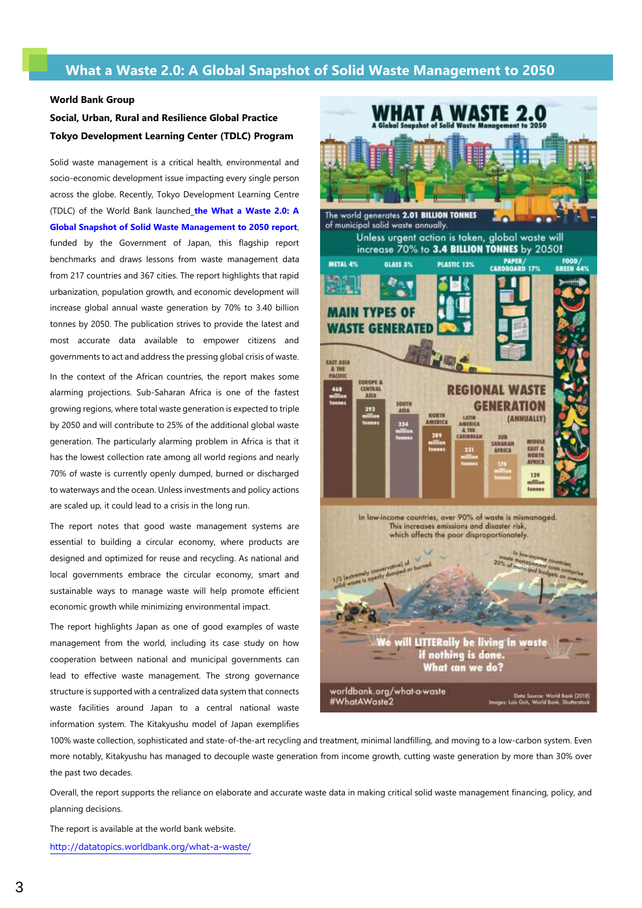# What a Waste 2.0: A Global Snapshot of Solid Waste Management to 2050

**World Bank Group**

**Social, Urban, Rural and Resilience Global Practice**

**Tokyo Development Learning Center (TDLC) Program**

Solid waste management is a critical health, environmental and socio-economic development issue impacting every single person across the globe. Recently, Tokyo Development Learning Centre (TDLC) of the World Bank launched **the What a Waste 2.0: A Global Snapshot of Solid Waste Management to 2050 report**, funded by the Government of Japan, this flagship report benchmarks and draws lessons from waste management data from 217 countries and 367 cities. The report highlights that rapid urbanization, population growth, and economic development will increase global annual waste generation by 70% to 3.40 billion tonnes by 2050. The publication strives to provide the latest and most accurate data available to empower citizens and governments to act and address the pressing global crisis of waste.

In the context of the African countries, the report makes some alarming projections. Sub-Saharan Africa is one of the fastest growing regions, where total waste generation is expected to triple by 2050 and will contribute to 25% of the additional global waste generation. The particularly alarming problem in Africa is that it has the lowest collection rate among all world regions and nearly 70% of waste is currently openly dumped, burned or discharged to waterways and the ocean. Unless investments and policy actions are scaled up, it could lead to a crisis in the long run.

The report notes that good waste management systems are essential to building a circular economy, where products are designed and optimized for reuse and recycling. As national and local governments embrace the circular economy, smart and sustainable ways to manage waste will help promote efficient economic growth while minimizing environmental impact.

The report highlights Japan as one of good examples of waste management from the world, including its case study on how cooperation between national and municipal governments can lead to effective waste management. The strong governance structure is supported with a centralized data system that connects waste facilities around Japan to a central national waste information system. The Kitakyushu model of Japan exemplifies 100% waste collection, sophisticated and state-of-the-art recycling and treatment, minimal landfilling, and moving to a low-carbon system. Even more notably, Kitakyushu has managed to decouple waste generation from income growth, cutting waste generation by more than 30% over the past two decades.

Overall, the report supports the reliance on elaborate and accurate waste data in making critical solid waste management financing, policy, and planning decisions.

The report is available at the world bank website.

http://datatopics.worldbank.org/what-a-waste/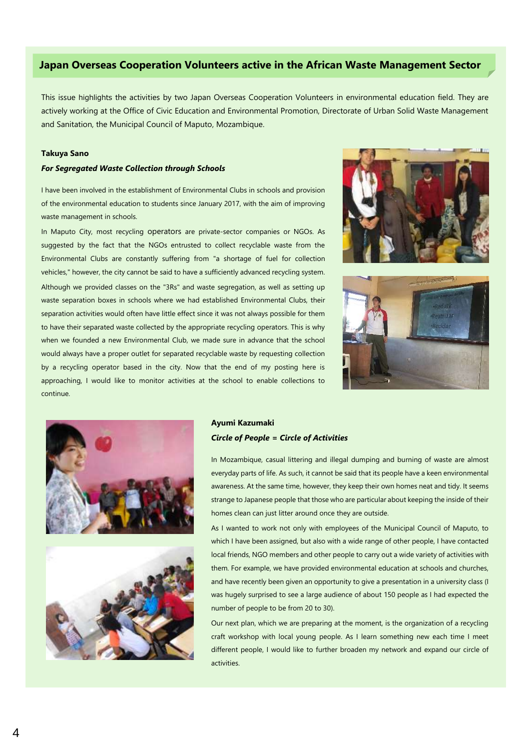## Japan Overseas Cooperation Volunteers active in the African Waste Management Sector

This issue highlights the activities by two Japan Overseas Cooperation Volunteers in environmental education field. They are actively working at the Office of Civic Education and Environmental Promotion, Directorate of Urban Solid Waste Management and Sanitation, the Municipal Council of Maputo, Mozambique.

**Takuya Sano**

***For Segregated Waste Collection through Schools***

I have been involved in the establishment of Environmental Clubs in schools and provision of the environmental education to students since January 2017, with the aim of improving waste management in schools.

In Maputo City, most recycling operators are private-sector companies or NGOs. As suggested by the fact that the NGOs entrusted to collect recyclable waste from the Environmental Clubs are constantly suffering from "a shortage of fuel for collection vehicles," however, the city cannot be said to have a sufficiently advanced recycling system. Although we provided classes on the "3Rs" and waste segregation, as well as setting up waste separation boxes in schools where we had established Environmental Clubs, their separation activities would often have little effect since it was not always possible for them to have their separated waste collected by the appropriate recycling operators. This is why when we founded a new Environmental Club, we made sure in advance that the school would always have a proper outlet for separated recyclable waste by requesting collection by a recycling operator based in the city. Now that the end of my posting here is approaching, I would like to monitor activities at the school to enable collections to continue.

**Ayumi Kazumaki**

***Circle of People = Circle of Activities***

In Mozambique, casual littering and illegal dumping and burning of waste are almost everyday parts of life. As such, it cannot be said that its people have a keen environmental awareness. At the same time, however, they keep their own homes neat and tidy. It seems strange to Japanese people that those who are particular about keeping the inside of their homes clean can just litter around once they are outside.

As I wanted to work not only with employees of the Municipal Council of Maputo, to which I have been assigned, but also with a wide range of other people, I have contacted local friends, NGO members and other people to carry out a wide variety of activities with them. For example, we have provided environmental education at schools and churches, and have recently been given an opportunity to give a presentation in a university class (I was hugely surprised to see a large audience of about 150 people as I had expected the number of people to be from 20 to 30).

Our next plan, which we are preparing at the moment, is the organization of a recycling craft workshop with local young people. As I learn something new each time I meet different people, I would like to further broaden my network and expand our circle of activities.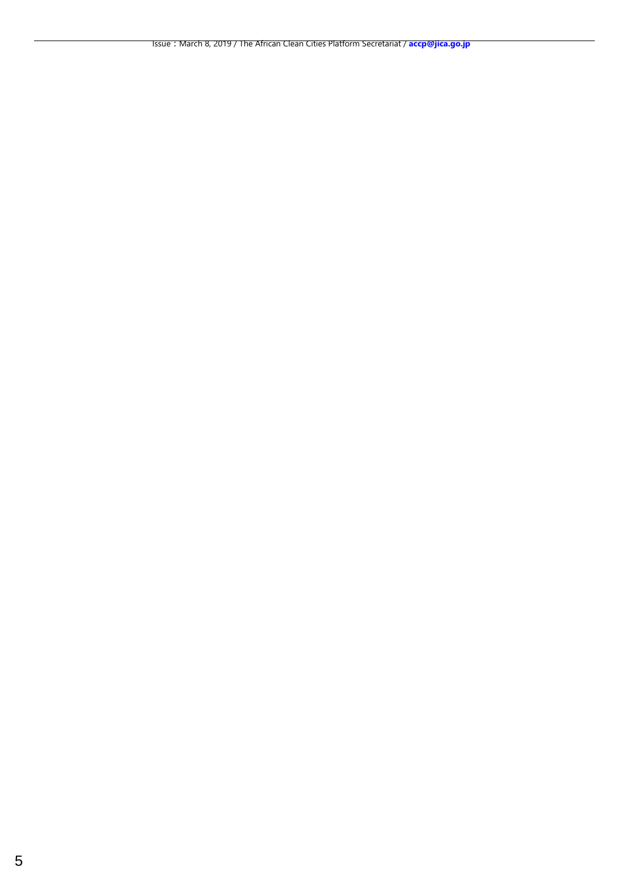Issue：March 8, 2019 / The African Clean Cities Platform Secretariat / **accp@jica.go.jp**